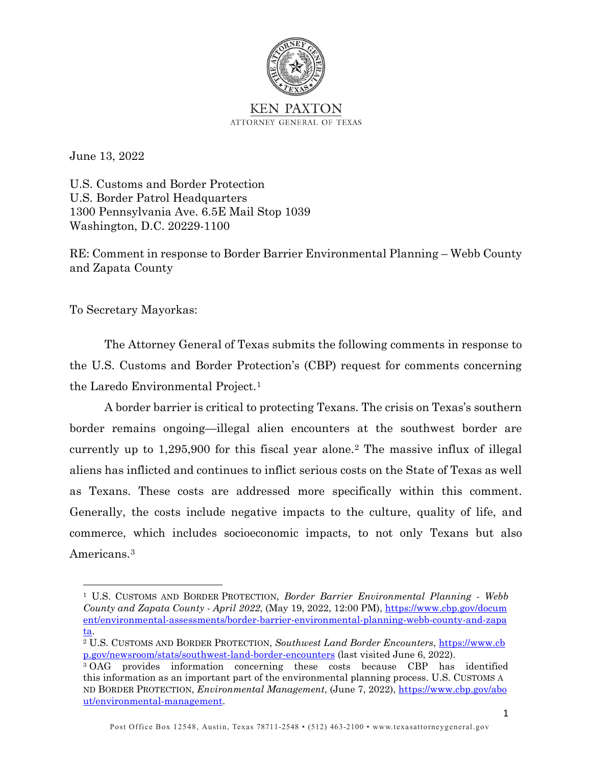KEN PAXTON
ATTORNEY GENERAL OF TEXAS

June 13, 2022

U.S. Customs and Border Protection
U.S. Border Patrol Headquarters
1300 Pennsylvania Ave. 6.5E Mail Stop 1039
Washington, D.C. 20229-1100

RE: Comment in response to Border Barrier Environmental Planning – Webb County and Zapata County

To Secretary Mayorkas:

The Attorney General of Texas submits the following comments in response to the U.S. Customs and Border Protection's (CBP) request for comments concerning the Laredo Environmental Project.[1]

A border barrier is critical to protecting Texans. The crisis on Texas's southern border remains ongoing—illegal alien encounters at the southwest border are currently up to 1,295,900 for this fiscal year alone.[2] The massive influx of illegal aliens has inflicted and continues to inflict serious costs on the State of Texas as well as Texans. These costs are addressed more specifically within this comment. Generally, the costs include negative impacts to the culture, quality of life, and commerce, which includes socioeconomic impacts, to not only Texans but also Americans.[3]

---

[1] U.S. CUSTOMS AND BORDER PROTECTION, *Border Barrier Environmental Planning - Webb County and Zapata County - April 2022*, (May 19, 2022, 12:00 PM), https://www.cbp.gov/document/environmental-assessments/border-barrier-environmental-planning-webb-county-and-zapata.

[2] U.S. CUSTOMS AND BORDER PROTECTION, *Southwest Land Border Encounters*, https://www.cbp.gov/newsroom/stats/southwest-land-border-encounters (last visited June 6, 2022).

[3] OAG provides information concerning these costs because CBP has identified this information as an important part of the environmental planning process. U.S. CUSTOMS AND BORDER PROTECTION, *Environmental Management*, (June 7, 2022), https://www.cbp.gov/about/environmental-management.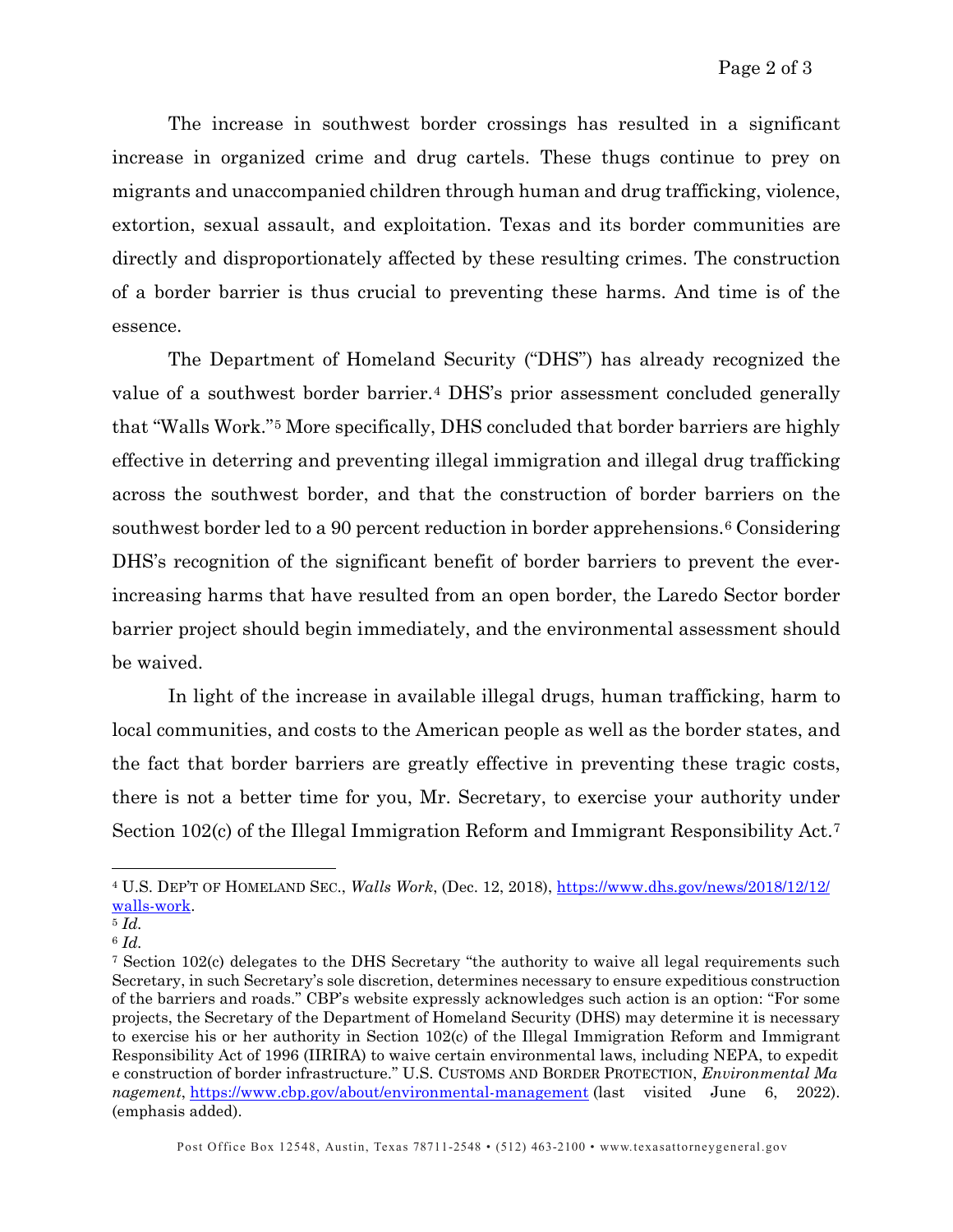The increase in southwest border crossings has resulted in a significant increase in organized crime and drug cartels. These thugs continue to prey on migrants and unaccompanied children through human and drug trafficking, violence, extortion, sexual assault, and exploitation. Texas and its border communities are directly and disproportionately affected by these resulting crimes. The construction of a border barrier is thus crucial to preventing these harms. And time is of the essence.

The Department of Homeland Security ("DHS") has already recognized the value of a southwest border barrier.[4] DHS's prior assessment concluded generally that "Walls Work."[5] More specifically, DHS concluded that border barriers are highly effective in deterring and preventing illegal immigration and illegal drug trafficking across the southwest border, and that the construction of border barriers on the southwest border led to a 90 percent reduction in border apprehensions.[6] Considering DHS's recognition of the significant benefit of border barriers to prevent the ever-increasing harms that have resulted from an open border, the Laredo Sector border barrier project should begin immediately, and the environmental assessment should be waived.

In light of the increase in available illegal drugs, human trafficking, harm to local communities, and costs to the American people as well as the border states, and the fact that border barriers are greatly effective in preventing these tragic costs, there is not a better time for you, Mr. Secretary, to exercise your authority under Section 102(c) of the Illegal Immigration Reform and Immigrant Responsibility Act.[7]

---

[4] U.S. DEP'T OF HOMELAND SEC., *Walls Work*, (Dec. 12, 2018), [https://www.dhs.gov/news/2018/12/12/walls-work](https://www.dhs.gov/news/2018/12/12/walls-work).

[5] *Id.*

[6] *Id.*

[7] Section 102(c) delegates to the DHS Secretary "the authority to waive all legal requirements such Secretary, in such Secretary's sole discretion, determines necessary to ensure expeditious construction of the barriers and roads." CBP's website expressly acknowledges such action is an option: "For some projects, the Secretary of the Department of Homeland Security (DHS) may determine it is necessary to exercise his or her authority in Section 102(c) of the Illegal Immigration Reform and Immigrant Responsibility Act of 1996 (IIRIRA) to waive certain environmental laws, including NEPA, to expedit e construction of border infrastructure." U.S. CUSTOMS AND BORDER PROTECTION, *Environmental Ma nagement*, [https://www.cbp.gov/about/environmental-management](https://www.cbp.gov/about/environmental-management) (last visited June 6, 2022). (emphasis added).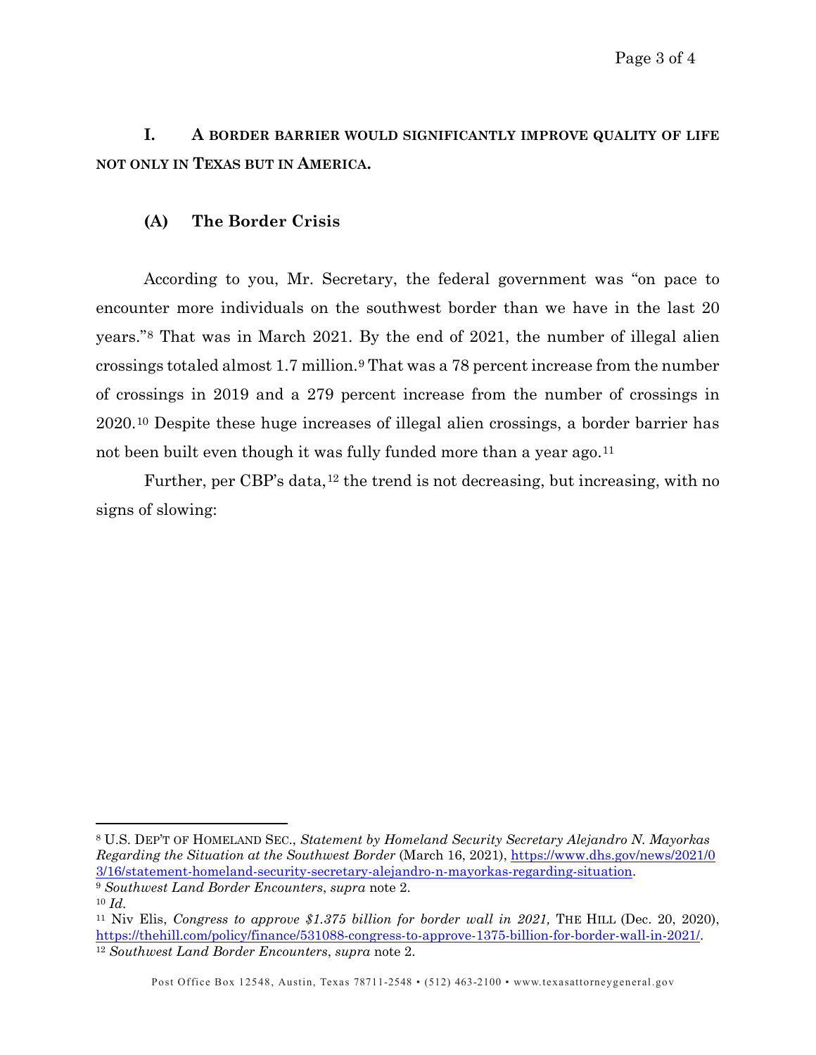## I. A BORDER BARRIER WOULD SIGNIFICANTLY IMPROVE QUALITY OF LIFE NOT ONLY IN TEXAS BUT IN AMERICA.

### (A) The Border Crisis

According to you, Mr. Secretary, the federal government was "on pace to encounter more individuals on the southwest border than we have in the last 20 years."[8] That was in March 2021. By the end of 2021, the number of illegal alien crossings totaled almost 1.7 million.[9] That was a 78 percent increase from the number of crossings in 2019 and a 279 percent increase from the number of crossings in 2020.[10] Despite these huge increases of illegal alien crossings, a border barrier has not been built even though it was fully funded more than a year ago.[11]

Further, per CBP's data,[12] the trend is not decreasing, but increasing, with no signs of slowing:

---

[8] U.S. DEP'T OF HOMELAND SEC., *Statement by Homeland Security Secretary Alejandro N. Mayorkas Regarding the Situation at the Southwest Border* (March 16, 2021), https://www.dhs.gov/news/2021/03/16/statement-homeland-security-secretary-alejandro-n-mayorkas-regarding-situation.

[9] *Southwest Land Border Encounters*, *supra* note 2.

[10] *Id*.

[11] Niv Elis, *Congress to approve $1.375 billion for border wall in 2021,* THE HILL (Dec. 20, 2020), https://thehill.com/policy/finance/531088-congress-to-approve-1375-billion-for-border-wall-in-2021/.

[12] *Southwest Land Border Encounters*, *supra* note 2.

Post Office Box 12548, Austin, Texas 78711-2548 • (512) 463-2100 • www.texasattorneygeneral.gov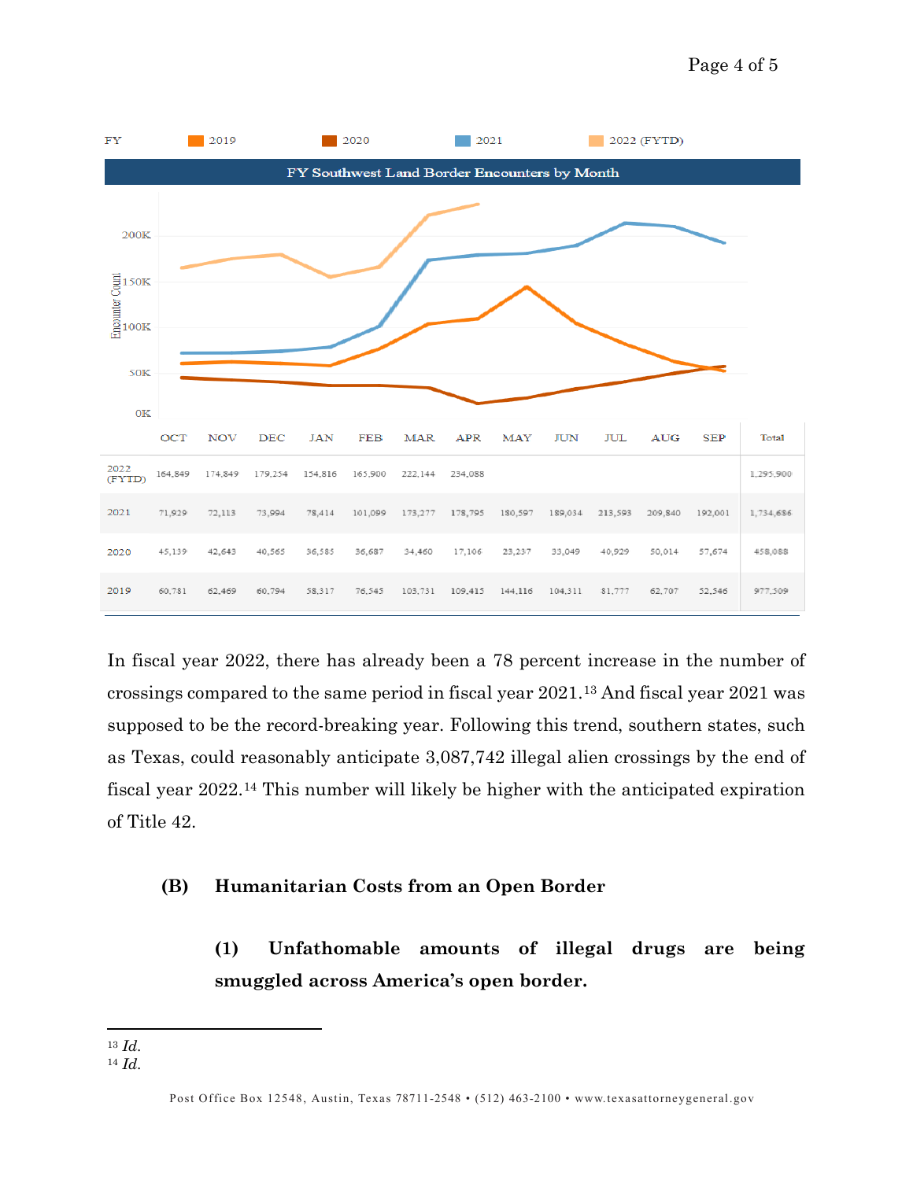FY Southwest Land Border Encounters by Month

| FY | OCT | NOV | DEC | JAN | FEB | MAR | APR | MAY | JUN | JUL | AUG | SEP | Total |
|---|---|---|---|---|---|---|---|---|---|---|---|---|---|
| 2022 (FYTD) | 164,849 | 174,849 | 179,254 | 154,816 | 165,900 | 222,144 | 234,088 | | | | | | 1,295,900 |
| 2021 | 71,929 | 72,113 | 73,994 | 78,414 | 101,099 | 173,277 | 178,795 | 180,597 | 189,034 | 213,593 | 209,840 | 192,001 | 1,734,686 |
| 2020 | 45,139 | 42,643 | 40,565 | 36,585 | 36,687 | 34,460 | 17,106 | 23,237 | 33,049 | 40,929 | 50,014 | 57,674 | 458,088 |
| 2019 | 60,781 | 62,469 | 60,794 | 58,317 | 76,545 | 103,731 | 109,415 | 144,116 | 104,311 | 81,777 | 62,707 | 52,546 | 977,509 |

In fiscal year 2022, there has already been a 78 percent increase in the number of crossings compared to the same period in fiscal year 2021.[13] And fiscal year 2021 was supposed to be the record-breaking year. Following this trend, southern states, such as Texas, could reasonably anticipate 3,087,742 illegal alien crossings by the end of fiscal year 2022.[14] This number will likely be higher with the anticipated expiration of Title 42.

### (B) Humanitarian Costs from an Open Border

#### (1) Unfathomable amounts of illegal drugs are being smuggled across America's open border.

---

[13] *Id.*

[14] *Id.*

Post Office Box 12548, Austin, Texas 78711-2548 • (512) 463-2100 • www.texasattorneygeneral.gov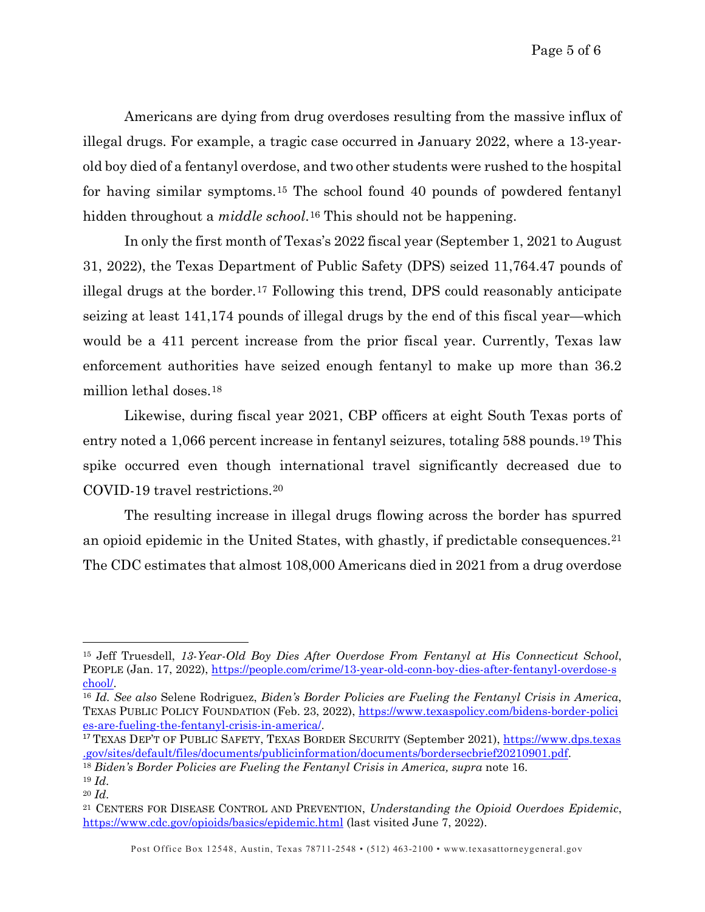Americans are dying from drug overdoses resulting from the massive influx of illegal drugs. For example, a tragic case occurred in January 2022, where a 13-year-old boy died of a fentanyl overdose, and two other students were rushed to the hospital for having similar symptoms.[15] The school found 40 pounds of powdered fentanyl hidden throughout a *middle school*.[16] This should not be happening.

In only the first month of Texas's 2022 fiscal year (September 1, 2021 to August 31, 2022), the Texas Department of Public Safety (DPS) seized 11,764.47 pounds of illegal drugs at the border.[17] Following this trend, DPS could reasonably anticipate seizing at least 141,174 pounds of illegal drugs by the end of this fiscal year—which would be a 411 percent increase from the prior fiscal year. Currently, Texas law enforcement authorities have seized enough fentanyl to make up more than 36.2 million lethal doses.[18]

Likewise, during fiscal year 2021, CBP officers at eight South Texas ports of entry noted a 1,066 percent increase in fentanyl seizures, totaling 588 pounds.[19] This spike occurred even though international travel significantly decreased due to COVID-19 travel restrictions.[20]

The resulting increase in illegal drugs flowing across the border has spurred an opioid epidemic in the United States, with ghastly, if predictable consequences.[21] The CDC estimates that almost 108,000 Americans died in 2021 from a drug overdose

---

[15] Jeff Truesdell, *13-Year-Old Boy Dies After Overdose From Fentanyl at His Connecticut School*, PEOPLE (Jan. 17, 2022), https://people.com/crime/13-year-old-conn-boy-dies-after-fentanyl-overdose-school/.

[16] *Id. See also* Selene Rodriguez, *Biden's Border Policies are Fueling the Fentanyl Crisis in America*, TEXAS PUBLIC POLICY FOUNDATION (Feb. 23, 2022), https://www.texaspolicy.com/bidens-border-policies-are-fueling-the-fentanyl-crisis-in-america/.

[17] TEXAS DEP'T OF PUBLIC SAFETY, TEXAS BORDER SECURITY (September 2021), https://www.dps.texas.gov/sites/default/files/documents/publicinformation/documents/bordersecbrief20210901.pdf.

[18] *Biden's Border Policies are Fueling the Fentanyl Crisis in America, supra* note 16.

[19] *Id.*

[20] *Id.*

[21] CENTERS FOR DISEASE CONTROL AND PREVENTION, *Understanding the Opioid Overdoes Epidemic*, https://www.cdc.gov/opioids/basics/epidemic.html (last visited June 7, 2022).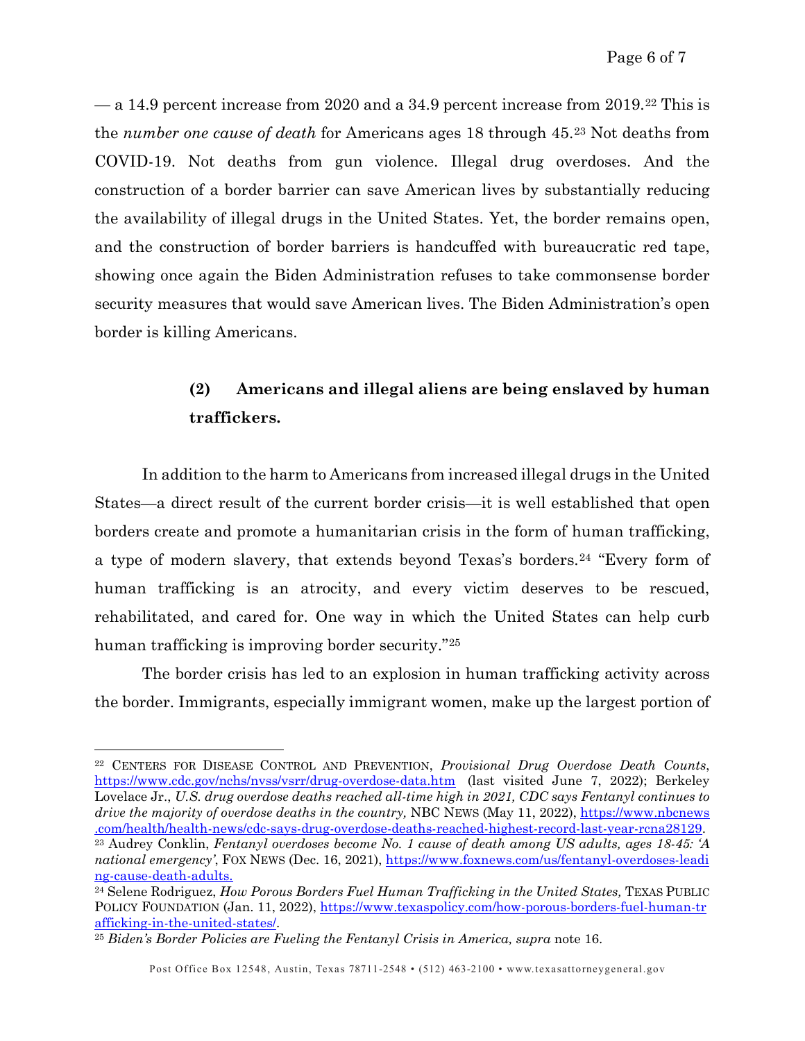— a 14.9 percent increase from 2020 and a 34.9 percent increase from 2019.[22] This is the *number one cause of death* for Americans ages 18 through 45.[23] Not deaths from COVID-19. Not deaths from gun violence. Illegal drug overdoses. And the construction of a border barrier can save American lives by substantially reducing the availability of illegal drugs in the United States. Yet, the border remains open, and the construction of border barriers is handcuffed with bureaucratic red tape, showing once again the Biden Administration refuses to take commonsense border security measures that would save American lives. The Biden Administration's open border is killing Americans.

**(2) Americans and illegal aliens are being enslaved by human traffickers.**

In addition to the harm to Americans from increased illegal drugs in the United States—a direct result of the current border crisis—it is well established that open borders create and promote a humanitarian crisis in the form of human trafficking, a type of modern slavery, that extends beyond Texas's borders.[24] "Every form of human trafficking is an atrocity, and every victim deserves to be rescued, rehabilitated, and cared for. One way in which the United States can help curb human trafficking is improving border security."[25]

The border crisis has led to an explosion in human trafficking activity across the border. Immigrants, especially immigrant women, make up the largest portion of

---

[22] CENTERS FOR DISEASE CONTROL AND PREVENTION, *Provisional Drug Overdose Death Counts*, https://www.cdc.gov/nchs/nvss/vsrr/drug-overdose-data.htm (last visited June 7, 2022); Berkeley Lovelace Jr., *U.S. drug overdose deaths reached all-time high in 2021, CDC says Fentanyl continues to drive the majority of overdose deaths in the country,* NBC NEWS (May 11, 2022), https://www.nbcnews.com/health/health-news/cdc-says-drug-overdose-deaths-reached-highest-record-last-year-rcna28129.

[23] Audrey Conklin, *Fentanyl overdoses become No. 1 cause of death among US adults, ages 18-45: 'A national emergency'*, FOX NEWS (Dec. 16, 2021), https://www.foxnews.com/us/fentanyl-overdoses-leading-cause-death-adults.

[24] Selene Rodriguez, *How Porous Borders Fuel Human Trafficking in the United States,* TEXAS PUBLIC POLICY FOUNDATION (Jan. 11, 2022), https://www.texaspolicy.com/how-porous-borders-fuel-human-trafficking-in-the-united-states/.

[25] *Biden's Border Policies are Fueling the Fentanyl Crisis in America, supra* note 16.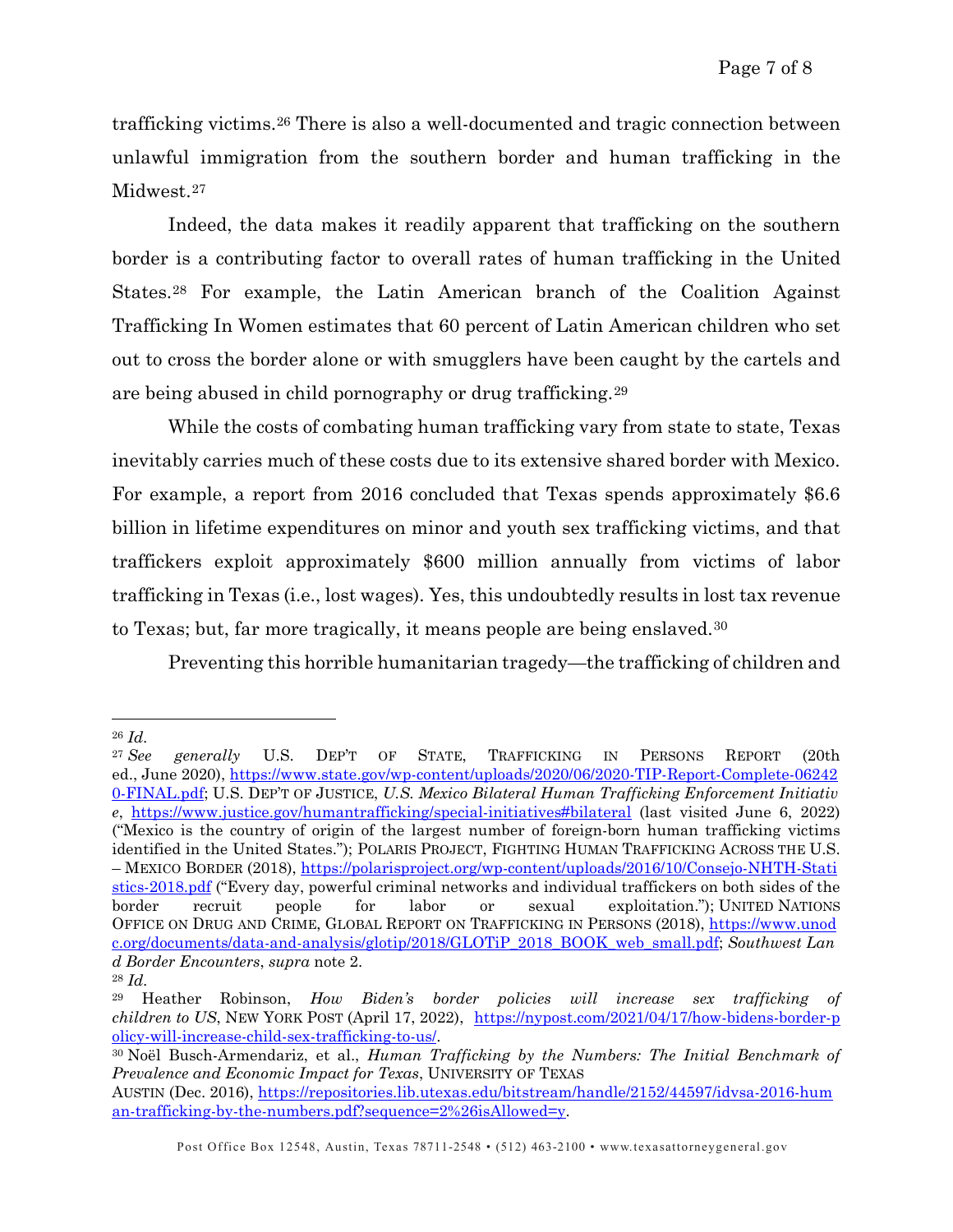trafficking victims.[26] There is also a well-documented and tragic connection between unlawful immigration from the southern border and human trafficking in the Midwest.[27]

Indeed, the data makes it readily apparent that trafficking on the southern border is a contributing factor to overall rates of human trafficking in the United States.[28] For example, the Latin American branch of the Coalition Against Trafficking In Women estimates that 60 percent of Latin American children who set out to cross the border alone or with smugglers have been caught by the cartels and are being abused in child pornography or drug trafficking.[29]

While the costs of combating human trafficking vary from state to state, Texas inevitably carries much of these costs due to its extensive shared border with Mexico. For example, a report from 2016 concluded that Texas spends approximately $6.6 billion in lifetime expenditures on minor and youth sex trafficking victims, and that traffickers exploit approximately $600 million annually from victims of labor trafficking in Texas (i.e., lost wages). Yes, this undoubtedly results in lost tax revenue to Texas; but, far more tragically, it means people are being enslaved.[30]

Preventing this horrible humanitarian tragedy—the trafficking of children and

---

[26] *Id.*

[27] *See generally* U.S. DEP'T OF STATE, TRAFFICKING IN PERSONS REPORT (20th ed., June 2020), https://www.state.gov/wp-content/uploads/2020/06/2020-TIP-Report-Complete-062420-FINAL.pdf; U.S. DEP'T OF JUSTICE, *U.S. Mexico Bilateral Human Trafficking Enforcement Initiative*, https://www.justice.gov/humantrafficking/special-initiatives#bilateral (last visited June 6, 2022) ("Mexico is the country of origin of the largest number of foreign-born human trafficking victims identified in the United States."); POLARIS PROJECT, FIGHTING HUMAN TRAFFICKING ACROSS THE U.S. – MEXICO BORDER (2018), https://polarisproject.org/wp-content/uploads/2016/10/Consejo-NHTH-Statistics-2018.pdf ("Every day, powerful criminal networks and individual traffickers on both sides of the border recruit people for labor or sexual exploitation."); UNITED NATIONS OFFICE ON DRUG AND CRIME, GLOBAL REPORT ON TRAFFICKING IN PERSONS (2018), https://www.unodc.org/documents/data-and-analysis/glotip/2018/GLOTiP_2018_BOOK_web_small.pdf; *Southwest Land Border Encounters*, *supra* note 2.

[28] *Id.*

[29] Heather Robinson, *How Biden's border policies will increase sex trafficking of children to US*, NEW YORK POST (April 17, 2022), https://nypost.com/2021/04/17/how-bidens-border-policy-will-increase-child-sex-trafficking-to-us/.

[30] Noël Busch-Armendariz, et al., *Human Trafficking by the Numbers: The Initial Benchmark of Prevalence and Economic Impact for Texas*, UNIVERSITY OF TEXAS AUSTIN (Dec. 2016), https://repositories.lib.utexas.edu/bitstream/handle/2152/44597/idvsa-2016-human-trafficking-by-the-numbers.pdf?sequence=2%26isAllowed=y.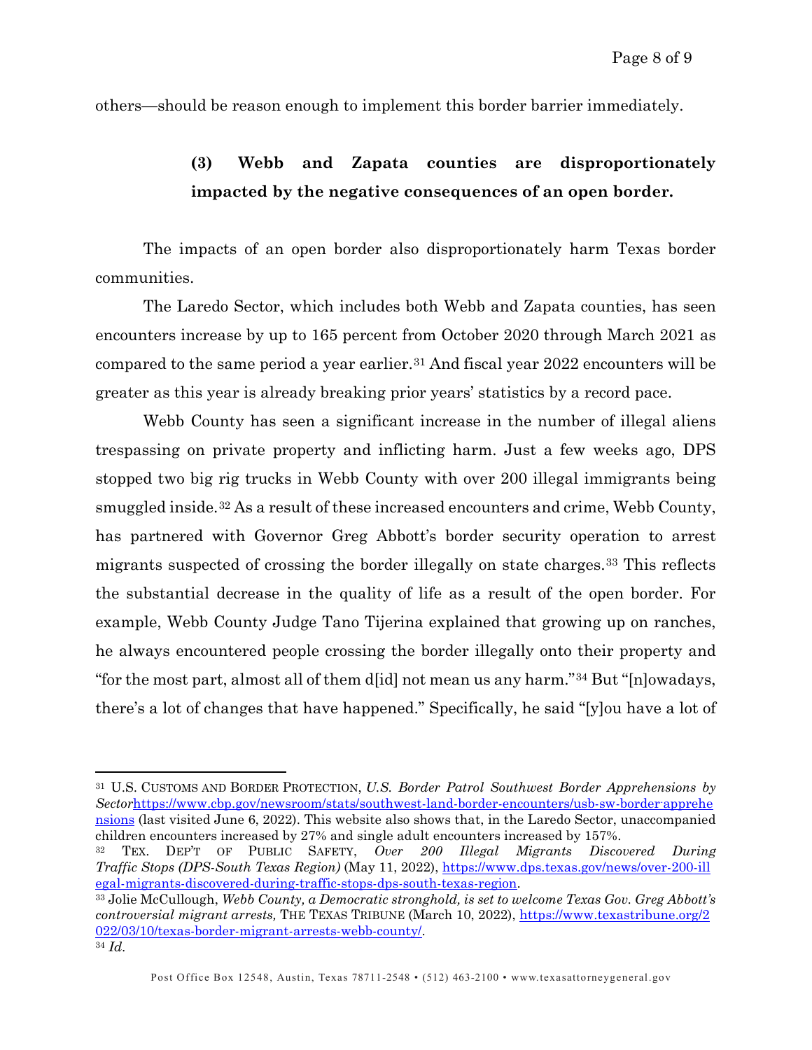others—should be reason enough to implement this border barrier immediately.

**(3) Webb and Zapata counties are disproportionately impacted by the negative consequences of an open border.**

The impacts of an open border also disproportionately harm Texas border communities.

The Laredo Sector, which includes both Webb and Zapata counties, has seen encounters increase by up to 165 percent from October 2020 through March 2021 as compared to the same period a year earlier.[31] And fiscal year 2022 encounters will be greater as this year is already breaking prior years' statistics by a record pace.

Webb County has seen a significant increase in the number of illegal aliens trespassing on private property and inflicting harm. Just a few weeks ago, DPS stopped two big rig trucks in Webb County with over 200 illegal immigrants being smuggled inside.[32] As a result of these increased encounters and crime, Webb County, has partnered with Governor Greg Abbott's border security operation to arrest migrants suspected of crossing the border illegally on state charges.[33] This reflects the substantial decrease in the quality of life as a result of the open border. For example, Webb County Judge Tano Tijerina explained that growing up on ranches, he always encountered people crossing the border illegally onto their property and "for the most part, almost all of them d[id] not mean us any harm."[34] But "[n]owadays, there's a lot of changes that have happened." Specifically, he said "[y]ou have a lot of

---

[31] U.S. Customs and Border Protection, *U.S. Border Patrol Southwest Border Apprehensions by Sector*https://www.cbp.gov/newsroom/stats/southwest-land-border-encounters/usb-sw-border-apprehensions (last visited June 6, 2022). This website also shows that, in the Laredo Sector, unaccompanied children encounters increased by 27% and single adult encounters increased by 157%.

[32] Tex. Dep't of Public Safety, *Over 200 Illegal Migrants Discovered During Traffic Stops (DPS-South Texas Region)* (May 11, 2022), https://www.dps.texas.gov/news/over-200-illegal-migrants-discovered-during-traffic-stops-dps-south-texas-region.

[33] Jolie McCullough, *Webb County, a Democratic stronghold, is set to welcome Texas Gov. Greg Abbott's controversial migrant arrests,* The Texas Tribune (March 10, 2022), https://www.texastribune.org/2022/03/10/texas-border-migrant-arrests-webb-county/.

[34] *Id.*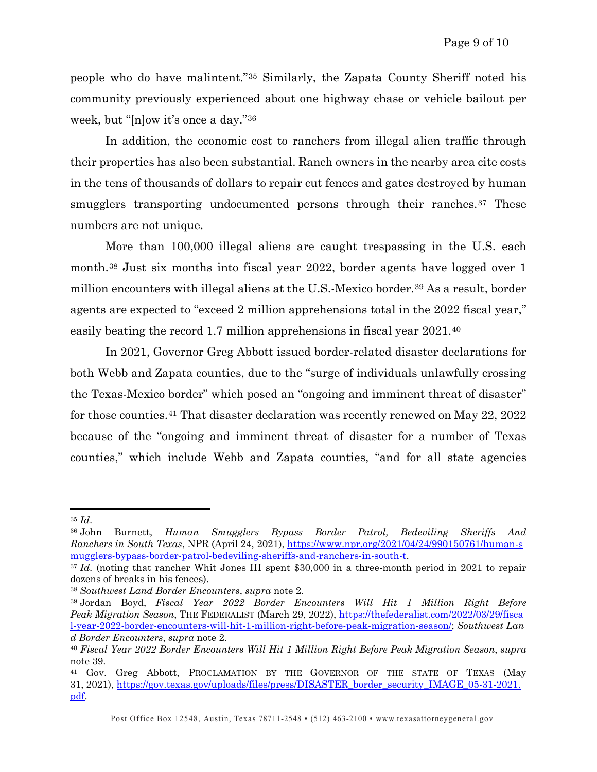people who do have malintent."[35] Similarly, the Zapata County Sheriff noted his community previously experienced about one highway chase or vehicle bailout per week, but "[n]ow it's once a day."[36]

In addition, the economic cost to ranchers from illegal alien traffic through their properties has also been substantial. Ranch owners in the nearby area cite costs in the tens of thousands of dollars to repair cut fences and gates destroyed by human smugglers transporting undocumented persons through their ranches.[37] These numbers are not unique.

More than 100,000 illegal aliens are caught trespassing in the U.S. each month.[38] Just six months into fiscal year 2022, border agents have logged over 1 million encounters with illegal aliens at the U.S.-Mexico border.[39] As a result, border agents are expected to "exceed 2 million apprehensions total in the 2022 fiscal year," easily beating the record 1.7 million apprehensions in fiscal year 2021.[40]

In 2021, Governor Greg Abbott issued border-related disaster declarations for both Webb and Zapata counties, due to the "surge of individuals unlawfully crossing the Texas-Mexico border" which posed an "ongoing and imminent threat of disaster" for those counties.[41] That disaster declaration was recently renewed on May 22, 2022 because of the "ongoing and imminent threat of disaster for a number of Texas counties," which include Webb and Zapata counties, "and for all state agencies

---

[35] *Id.*

[36] John Burnett, *Human Smugglers Bypass Border Patrol, Bedeviling Sheriffs And Ranchers in South Texas*, NPR (April 24, 2021), https://www.npr.org/2021/04/24/990150761/human-smugglers-bypass-border-patrol-bedeviling-sheriffs-and-ranchers-in-south-t.

[37] *Id.* (noting that rancher Whit Jones III spent $30,000 in a three-month period in 2021 to repair dozens of breaks in his fences).

[38] *Southwest Land Border Encounters*, *supra* note 2.

[39] Jordan Boyd, *Fiscal Year 2022 Border Encounters Will Hit 1 Million Right Before Peak Migration Season*, THE FEDERALIST (March 29, 2022), https://thefederalist.com/2022/03/29/fiscal-year-2022-border-encounters-will-hit-1-million-right-before-peak-migration-season/; *Southwest Land Border Encounters*, *supra* note 2.

[40] *Fiscal Year 2022 Border Encounters Will Hit 1 Million Right Before Peak Migration Season*, *supra* note 39.

[41] Gov. Greg Abbott, PROCLAMATION BY THE GOVERNOR OF THE STATE OF TEXAS (May 31, 2021), https://gov.texas.gov/uploads/files/press/DISASTER_border_security_IMAGE_05-31-2021.pdf.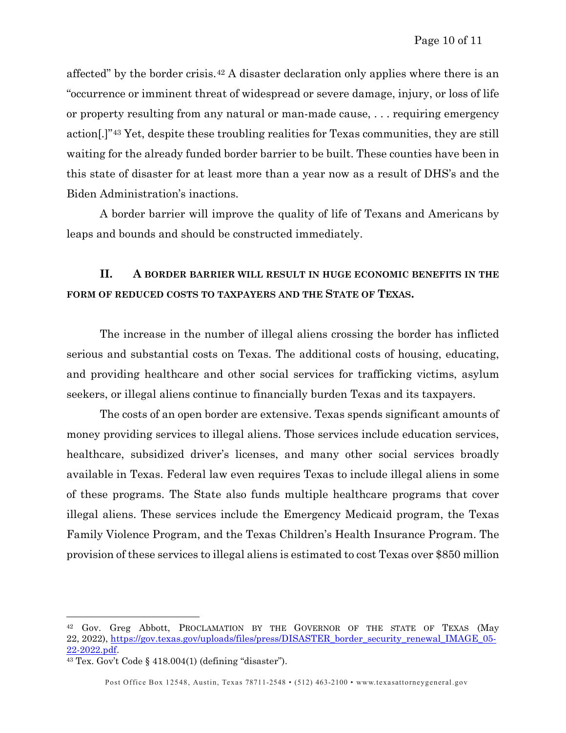affected" by the border crisis.[42] A disaster declaration only applies where there is an "occurrence or imminent threat of widespread or severe damage, injury, or loss of life or property resulting from any natural or man-made cause, . . . requiring emergency action[.]"[43] Yet, despite these troubling realities for Texas communities, they are still waiting for the already funded border barrier to be built. These counties have been in this state of disaster for at least more than a year now as a result of DHS's and the Biden Administration's inactions.

A border barrier will improve the quality of life of Texans and Americans by leaps and bounds and should be constructed immediately.

## II. A BORDER BARRIER WILL RESULT IN HUGE ECONOMIC BENEFITS IN THE FORM OF REDUCED COSTS TO TAXPAYERS AND THE STATE OF TEXAS.

The increase in the number of illegal aliens crossing the border has inflicted serious and substantial costs on Texas. The additional costs of housing, educating, and providing healthcare and other social services for trafficking victims, asylum seekers, or illegal aliens continue to financially burden Texas and its taxpayers.

The costs of an open border are extensive. Texas spends significant amounts of money providing services to illegal aliens. Those services include education services, healthcare, subsidized driver's licenses, and many other social services broadly available in Texas. Federal law even requires Texas to include illegal aliens in some of these programs. The State also funds multiple healthcare programs that cover illegal aliens. These services include the Emergency Medicaid program, the Texas Family Violence Program, and the Texas Children's Health Insurance Program. The provision of these services to illegal aliens is estimated to cost Texas over $850 million

---

[42] Gov. Greg Abbott, PROCLAMATION BY THE GOVERNOR OF THE STATE OF TEXAS (May 22, 2022), https://gov.texas.gov/uploads/files/press/DISASTER_border_security_renewal_IMAGE_05-22-2022.pdf.

[43] Tex. Gov't Code § 418.004(1) (defining "disaster").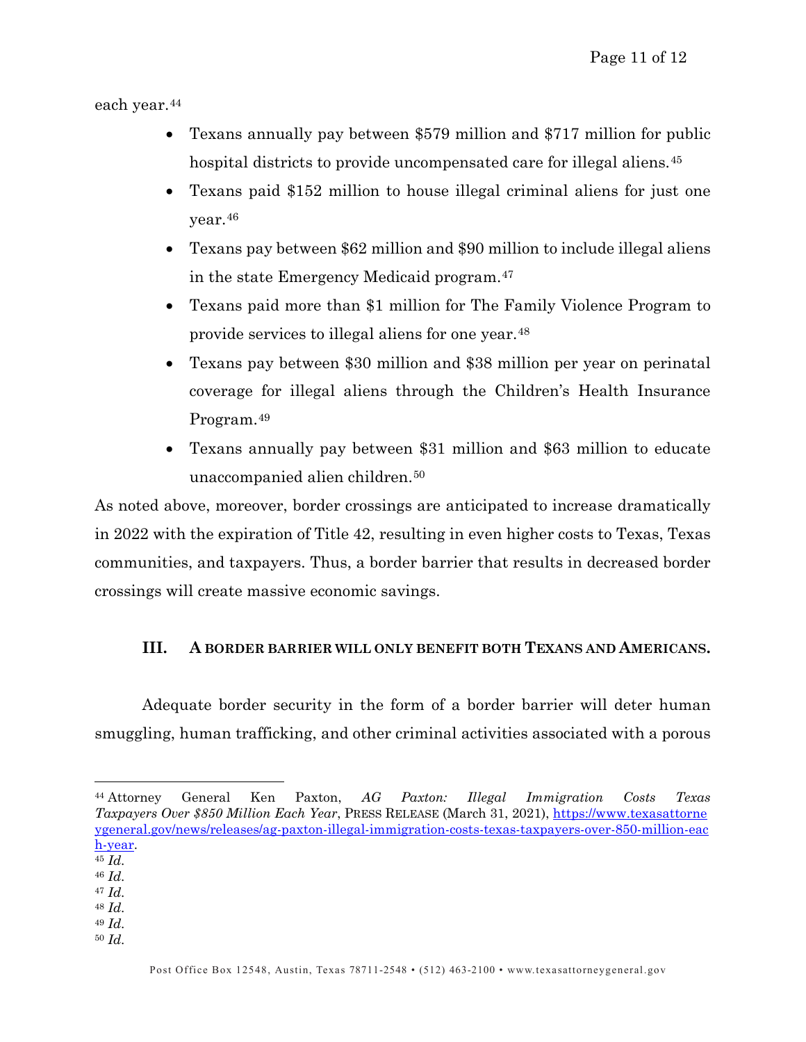each year.[44]

- Texans annually pay between $579 million and $717 million for public hospital districts to provide uncompensated care for illegal aliens.[45]
- Texans paid $152 million to house illegal criminal aliens for just one year.[46]
- Texans pay between $62 million and $90 million to include illegal aliens in the state Emergency Medicaid program.[47]
- Texans paid more than $1 million for The Family Violence Program to provide services to illegal aliens for one year.[48]
- Texans pay between $30 million and $38 million per year on perinatal coverage for illegal aliens through the Children's Health Insurance Program.[49]
- Texans annually pay between $31 million and $63 million to educate unaccompanied alien children.[50]

As noted above, moreover, border crossings are anticipated to increase dramatically in 2022 with the expiration of Title 42, resulting in even higher costs to Texas, Texas communities, and taxpayers. Thus, a border barrier that results in decreased border crossings will create massive economic savings.

## III. A BORDER BARRIER WILL ONLY BENEFIT BOTH TEXANS AND AMERICANS.

Adequate border security in the form of a border barrier will deter human smuggling, human trafficking, and other criminal activities associated with a porous

---

[44] Attorney General Ken Paxton, *AG Paxton: Illegal Immigration Costs Texas Taxpayers Over $850 Million Each Year*, PRESS RELEASE (March 31, 2021), https://www.texasattorneygeneral.gov/news/releases/ag-paxton-illegal-immigration-costs-texas-taxpayers-over-850-million-each-year.

[45] *Id.*

[46] *Id.*

[47] *Id.*

[48] *Id.*

[49] *Id.*

[50] *Id.*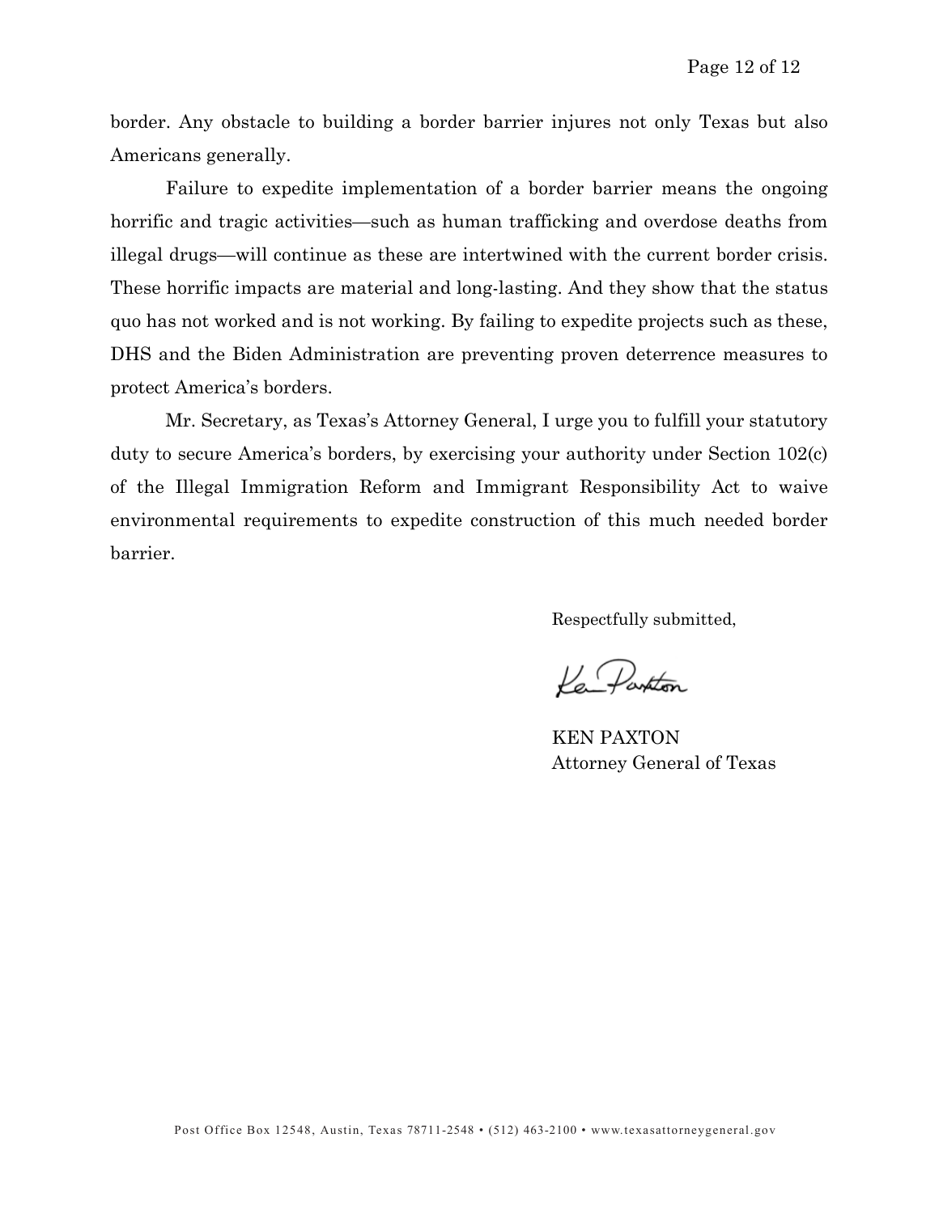border. Any obstacle to building a border barrier injures not only Texas but also Americans generally.

Failure to expedite implementation of a border barrier means the ongoing horrific and tragic activities—such as human trafficking and overdose deaths from illegal drugs—will continue as these are intertwined with the current border crisis. These horrific impacts are material and long-lasting. And they show that the status quo has not worked and is not working. By failing to expedite projects such as these, DHS and the Biden Administration are preventing proven deterrence measures to protect America's borders.

Mr. Secretary, as Texas's Attorney General, I urge you to fulfill your statutory duty to secure America's borders, by exercising your authority under Section 102(c) of the Illegal Immigration Reform and Immigrant Responsibility Act to waive environmental requirements to expedite construction of this much needed border barrier.

Respectfully submitted,

Ken Paxton

KEN PAXTON
Attorney General of Texas

Post Office Box 12548, Austin, Texas 78711-2548 • (512) 463-2100 • www.texasattorneygeneral.gov